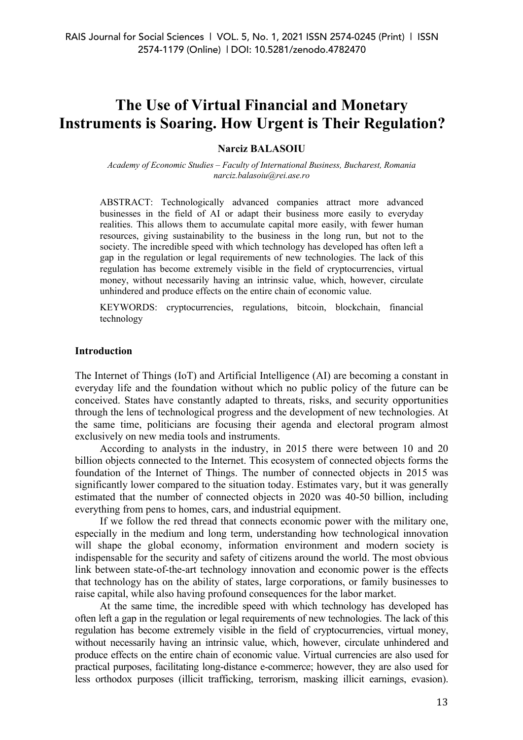# The Use of Virtual Financial and Monetary Instruments is Soaring. How Urgent is Their Regulation?

**Narciz BALASOIU**

*Academy of Economic Studies – Faculty of International Business, Bucharest, Romania*
*narciz.balasoiu@rei.ase.ro*

ABSTRACT: Technologically advanced companies attract more advanced businesses in the field of AI or adapt their business more easily to everyday realities. This allows them to accumulate capital more easily, with fewer human resources, giving sustainability to the business in the long run, but not to the society. The incredible speed with which technology has developed has often left a gap in the regulation or legal requirements of new technologies. The lack of this regulation has become extremely visible in the field of cryptocurrencies, virtual money, without necessarily having an intrinsic value, which, however, circulate unhindered and produce effects on the entire chain of economic value.

KEYWORDS: cryptocurrencies, regulations, bitcoin, blockchain, financial technology

## Introduction

The Internet of Things (IoT) and Artificial Intelligence (AI) are becoming a constant in everyday life and the foundation without which no public policy of the future can be conceived. States have constantly adapted to threats, risks, and security opportunities through the lens of technological progress and the development of new technologies. At the same time, politicians are focusing their agenda and electoral program almost exclusively on new media tools and instruments.

According to analysts in the industry, in 2015 there were between 10 and 20 billion objects connected to the Internet. This ecosystem of connected objects forms the foundation of the Internet of Things. The number of connected objects in 2015 was significantly lower compared to the situation today. Estimates vary, but it was generally estimated that the number of connected objects in 2020 was 40-50 billion, including everything from pens to homes, cars, and industrial equipment.

If we follow the red thread that connects economic power with the military one, especially in the medium and long term, understanding how technological innovation will shape the global economy, information environment and modern society is indispensable for the security and safety of citizens around the world. The most obvious link between state-of-the-art technology innovation and economic power is the effects that technology has on the ability of states, large corporations, or family businesses to raise capital, while also having profound consequences for the labor market.

At the same time, the incredible speed with which technology has developed has often left a gap in the regulation or legal requirements of new technologies. The lack of this regulation has become extremely visible in the field of cryptocurrencies, virtual money, without necessarily having an intrinsic value, which, however, circulate unhindered and produce effects on the entire chain of economic value. Virtual currencies are also used for practical purposes, facilitating long-distance e-commerce; however, they are also used for less orthodox purposes (illicit trafficking, terrorism, masking illicit earnings, evasion).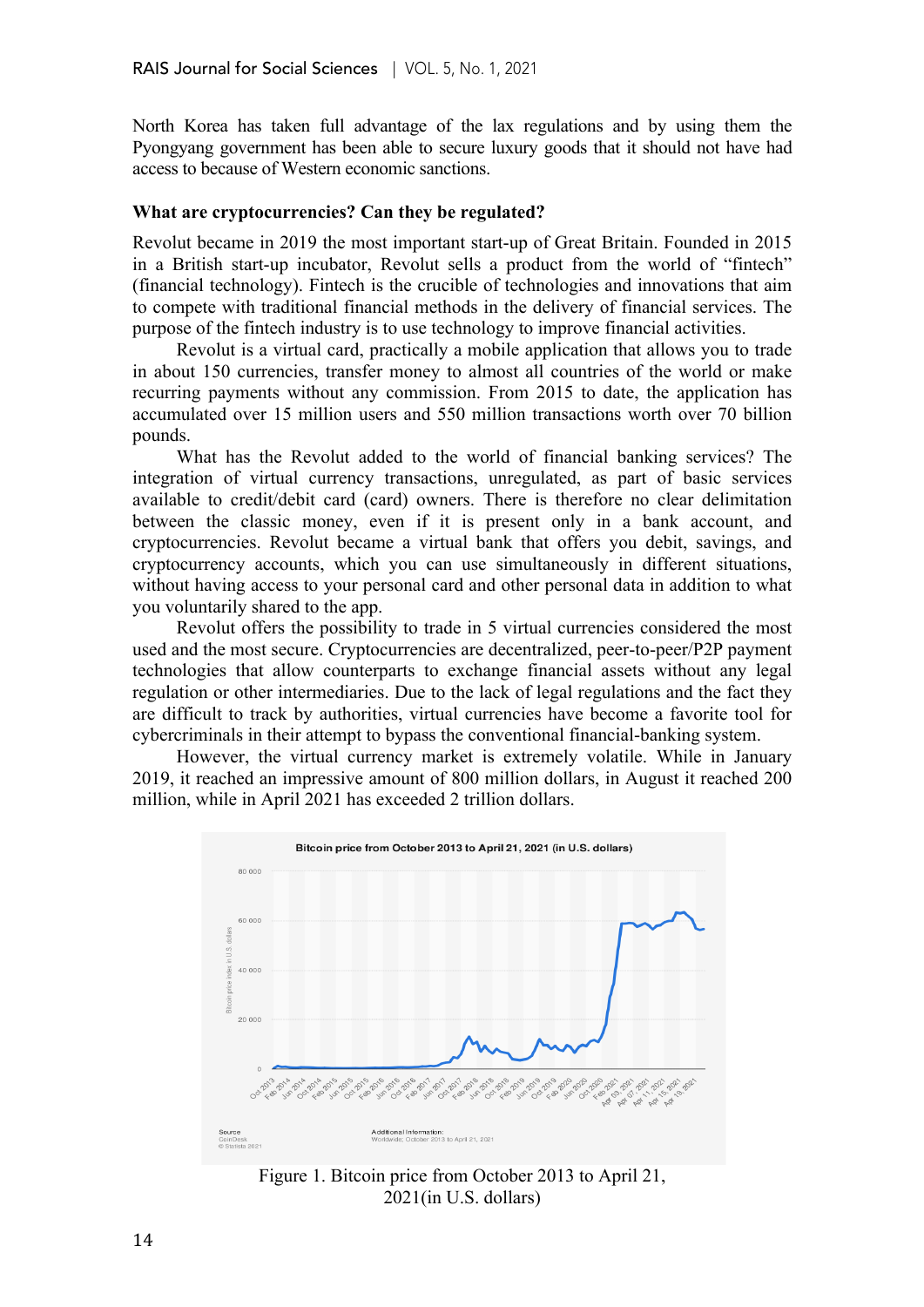North Korea has taken full advantage of the lax regulations and by using them the Pyongyang government has been able to secure luxury goods that it should not have had access to because of Western economic sanctions.

### What are cryptocurrencies? Can they be regulated?

Revolut became in 2019 the most important start-up of Great Britain. Founded in 2015 in a British start-up incubator, Revolut sells a product from the world of "fintech" (financial technology). Fintech is the crucible of technologies and innovations that aim to compete with traditional financial methods in the delivery of financial services. The purpose of the fintech industry is to use technology to improve financial activities.

Revolut is a virtual card, practically a mobile application that allows you to trade in about 150 currencies, transfer money to almost all countries of the world or make recurring payments without any commission. From 2015 to date, the application has accumulated over 15 million users and 550 million transactions worth over 70 billion pounds.

What has the Revolut added to the world of financial banking services? The integration of virtual currency transactions, unregulated, as part of basic services available to credit/debit card (card) owners. There is therefore no clear delimitation between the classic money, even if it is present only in a bank account, and cryptocurrencies. Revolut became a virtual bank that offers you debit, savings, and cryptocurrency accounts, which you can use simultaneously in different situations, without having access to your personal card and other personal data in addition to what you voluntarily shared to the app.

Revolut offers the possibility to trade in 5 virtual currencies considered the most used and the most secure. Cryptocurrencies are decentralized, peer-to-peer/P2P payment technologies that allow counterparts to exchange financial assets without any legal regulation or other intermediaries. Due to the lack of legal regulations and the fact they are difficult to track by authorities, virtual currencies have become a favorite tool for cybercriminals in their attempt to bypass the conventional financial-banking system.

However, the virtual currency market is extremely volatile. While in January 2019, it reached an impressive amount of 800 million dollars, in August it reached 200 million, while in April 2021 has exceeded 2 trillion dollars.

Figure 1. Bitcoin price from October 2013 to April 21, 2021(in U.S. dollars)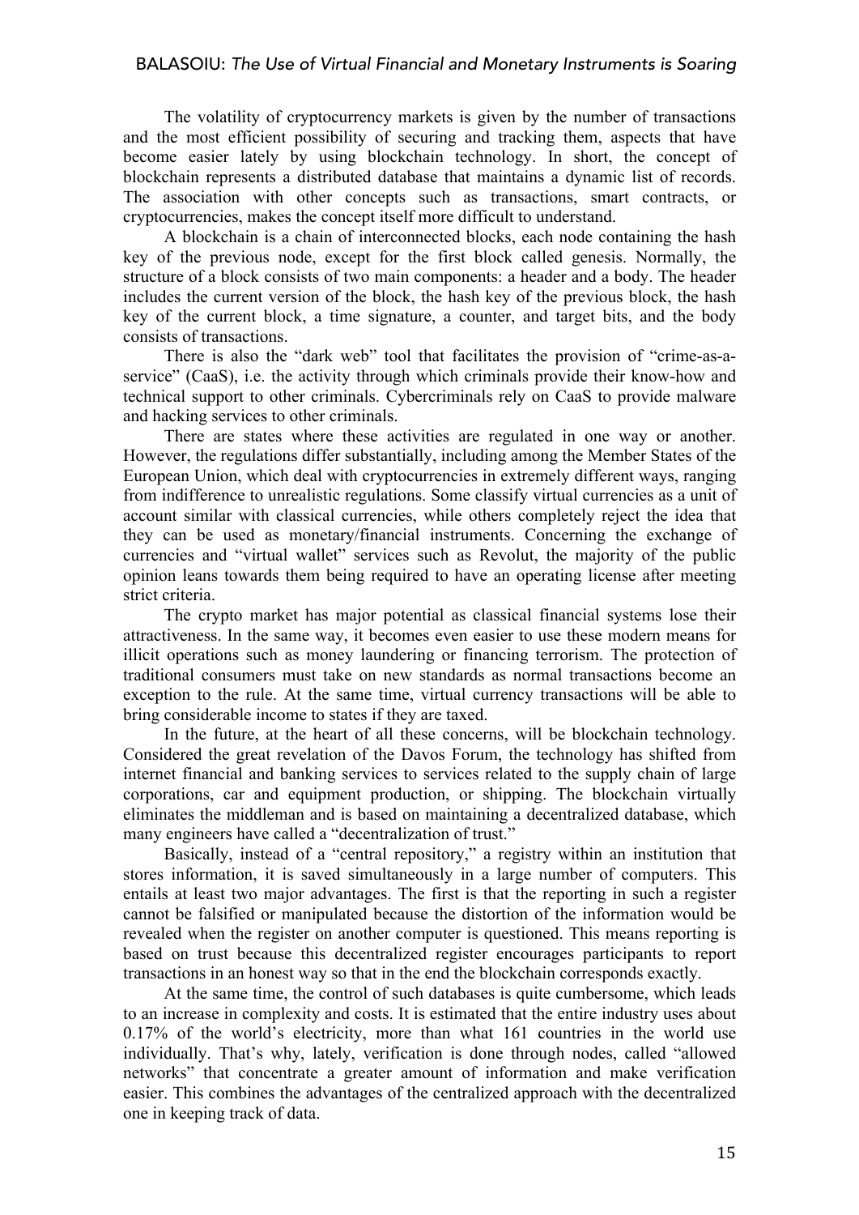The volatility of cryptocurrency markets is given by the number of transactions and the most efficient possibility of securing and tracking them, aspects that have become easier lately by using blockchain technology. In short, the concept of blockchain represents a distributed database that maintains a dynamic list of records. The association with other concepts such as transactions, smart contracts, or cryptocurrencies, makes the concept itself more difficult to understand.

A blockchain is a chain of interconnected blocks, each node containing the hash key of the previous node, except for the first block called genesis. Normally, the structure of a block consists of two main components: a header and a body. The header includes the current version of the block, the hash key of the previous block, the hash key of the current block, a time signature, a counter, and target bits, and the body consists of transactions.

There is also the "dark web" tool that facilitates the provision of "crime-as-a-service" (CaaS), i.e. the activity through which criminals provide their know-how and technical support to other criminals. Cybercriminals rely on CaaS to provide malware and hacking services to other criminals.

There are states where these activities are regulated in one way or another. However, the regulations differ substantially, including among the Member States of the European Union, which deal with cryptocurrencies in extremely different ways, ranging from indifference to unrealistic regulations. Some classify virtual currencies as a unit of account similar with classical currencies, while others completely reject the idea that they can be used as monetary/financial instruments. Concerning the exchange of currencies and "virtual wallet" services such as Revolut, the majority of the public opinion leans towards them being required to have an operating license after meeting strict criteria.

The crypto market has major potential as classical financial systems lose their attractiveness. In the same way, it becomes even easier to use these modern means for illicit operations such as money laundering or financing terrorism. The protection of traditional consumers must take on new standards as normal transactions become an exception to the rule. At the same time, virtual currency transactions will be able to bring considerable income to states if they are taxed.

In the future, at the heart of all these concerns, will be blockchain technology. Considered the great revelation of the Davos Forum, the technology has shifted from internet financial and banking services to services related to the supply chain of large corporations, car and equipment production, or shipping. The blockchain virtually eliminates the middleman and is based on maintaining a decentralized database, which many engineers have called a "decentralization of trust."

Basically, instead of a "central repository," a registry within an institution that stores information, it is saved simultaneously in a large number of computers. This entails at least two major advantages. The first is that the reporting in such a register cannot be falsified or manipulated because the distortion of the information would be revealed when the register on another computer is questioned. This means reporting is based on trust because this decentralized register encourages participants to report transactions in an honest way so that in the end the blockchain corresponds exactly.

At the same time, the control of such databases is quite cumbersome, which leads to an increase in complexity and costs. It is estimated that the entire industry uses about 0.17% of the world's electricity, more than what 161 countries in the world use individually. That's why, lately, verification is done through nodes, called "allowed networks" that concentrate a greater amount of information and make verification easier. This combines the advantages of the centralized approach with the decentralized one in keeping track of data.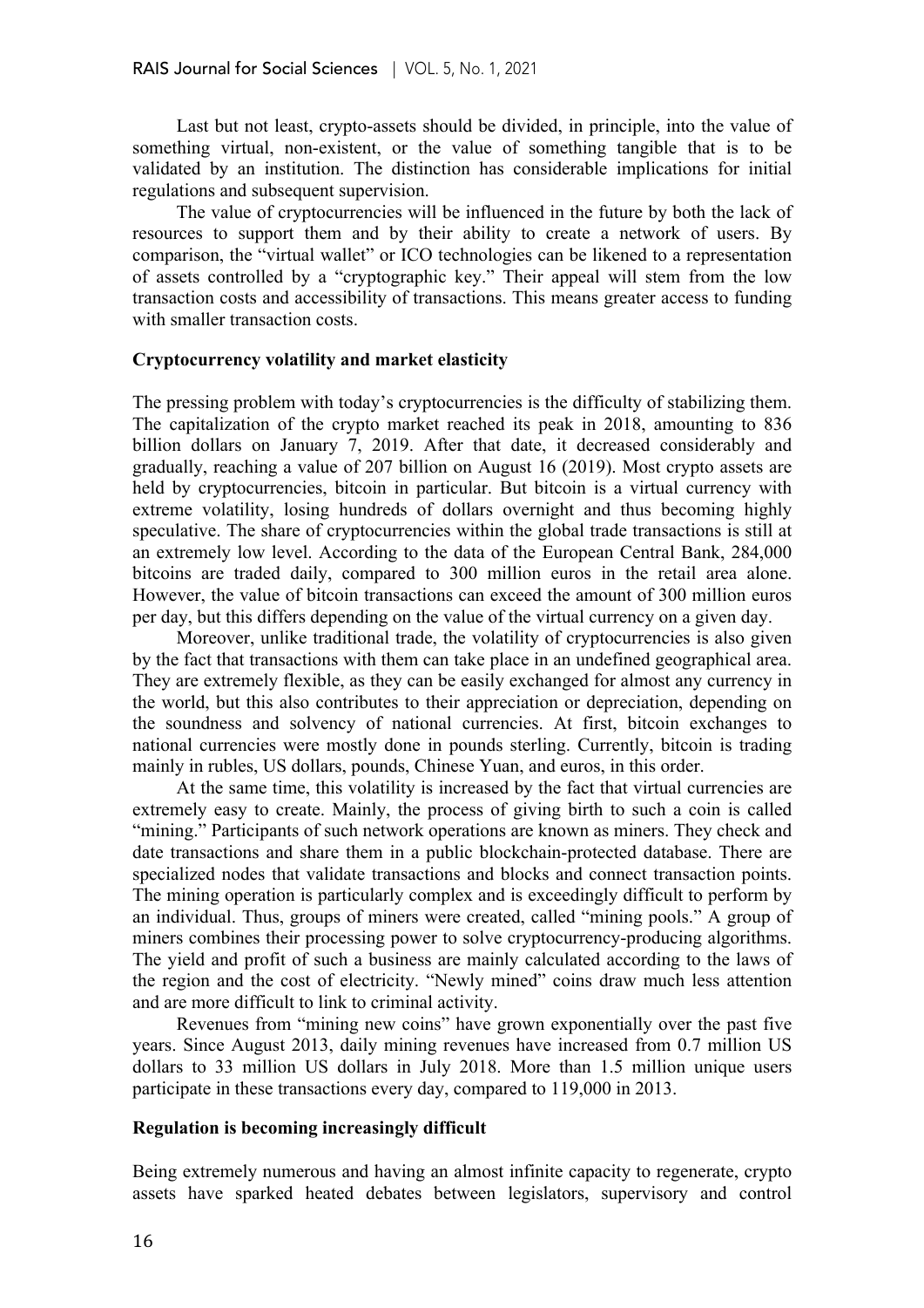Last but not least, crypto-assets should be divided, in principle, into the value of something virtual, non-existent, or the value of something tangible that is to be validated by an institution. The distinction has considerable implications for initial regulations and subsequent supervision.

The value of cryptocurrencies will be influenced in the future by both the lack of resources to support them and by their ability to create a network of users. By comparison, the "virtual wallet" or ICO technologies can be likened to a representation of assets controlled by a "cryptographic key." Their appeal will stem from the low transaction costs and accessibility of transactions. This means greater access to funding with smaller transaction costs.

**Cryptocurrency volatility and market elasticity**

The pressing problem with today's cryptocurrencies is the difficulty of stabilizing them. The capitalization of the crypto market reached its peak in 2018, amounting to 836 billion dollars on January 7, 2019. After that date, it decreased considerably and gradually, reaching a value of 207 billion on August 16 (2019). Most crypto assets are held by cryptocurrencies, bitcoin in particular. But bitcoin is a virtual currency with extreme volatility, losing hundreds of dollars overnight and thus becoming highly speculative. The share of cryptocurrencies within the global trade transactions is still at an extremely low level. According to the data of the European Central Bank, 284,000 bitcoins are traded daily, compared to 300 million euros in the retail area alone. However, the value of bitcoin transactions can exceed the amount of 300 million euros per day, but this differs depending on the value of the virtual currency on a given day.

Moreover, unlike traditional trade, the volatility of cryptocurrencies is also given by the fact that transactions with them can take place in an undefined geographical area. They are extremely flexible, as they can be easily exchanged for almost any currency in the world, but this also contributes to their appreciation or depreciation, depending on the soundness and solvency of national currencies. At first, bitcoin exchanges to national currencies were mostly done in pounds sterling. Currently, bitcoin is trading mainly in rubles, US dollars, pounds, Chinese Yuan, and euros, in this order.

At the same time, this volatility is increased by the fact that virtual currencies are extremely easy to create. Mainly, the process of giving birth to such a coin is called "mining." Participants of such network operations are known as miners. They check and date transactions and share them in a public blockchain-protected database. There are specialized nodes that validate transactions and blocks and connect transaction points. The mining operation is particularly complex and is exceedingly difficult to perform by an individual. Thus, groups of miners were created, called "mining pools." A group of miners combines their processing power to solve cryptocurrency-producing algorithms. The yield and profit of such a business are mainly calculated according to the laws of the region and the cost of electricity. "Newly mined" coins draw much less attention and are more difficult to link to criminal activity.

Revenues from "mining new coins" have grown exponentially over the past five years. Since August 2013, daily mining revenues have increased from 0.7 million US dollars to 33 million US dollars in July 2018. More than 1.5 million unique users participate in these transactions every day, compared to 119,000 in 2013.

**Regulation is becoming increasingly difficult**

Being extremely numerous and having an almost infinite capacity to regenerate, crypto assets have sparked heated debates between legislators, supervisory and control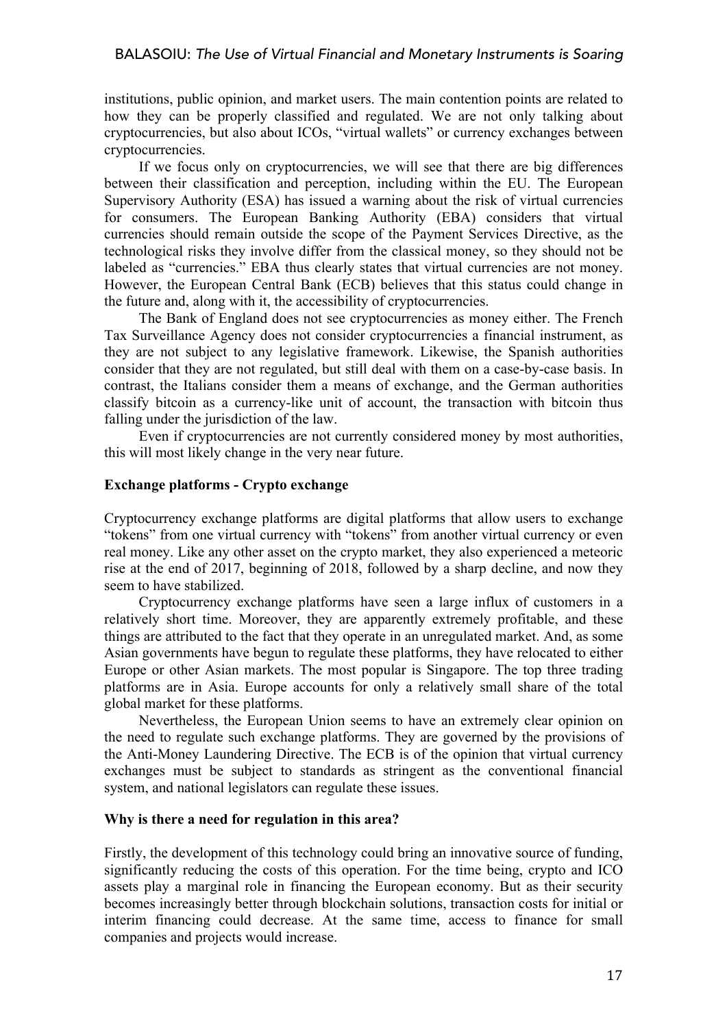institutions, public opinion, and market users. The main contention points are related to how they can be properly classified and regulated. We are not only talking about cryptocurrencies, but also about ICOs, "virtual wallets" or currency exchanges between cryptocurrencies.

If we focus only on cryptocurrencies, we will see that there are big differences between their classification and perception, including within the EU. The European Supervisory Authority (ESA) has issued a warning about the risk of virtual currencies for consumers. The European Banking Authority (EBA) considers that virtual currencies should remain outside the scope of the Payment Services Directive, as the technological risks they involve differ from the classical money, so they should not be labeled as "currencies." EBA thus clearly states that virtual currencies are not money. However, the European Central Bank (ECB) believes that this status could change in the future and, along with it, the accessibility of cryptocurrencies.

The Bank of England does not see cryptocurrencies as money either. The French Tax Surveillance Agency does not consider cryptocurrencies a financial instrument, as they are not subject to any legislative framework. Likewise, the Spanish authorities consider that they are not regulated, but still deal with them on a case-by-case basis. In contrast, the Italians consider them a means of exchange, and the German authorities classify bitcoin as a currency-like unit of account, the transaction with bitcoin thus falling under the jurisdiction of the law.

Even if cryptocurrencies are not currently considered money by most authorities, this will most likely change in the very near future.

**Exchange platforms - Crypto exchange**

Cryptocurrency exchange platforms are digital platforms that allow users to exchange "tokens" from one virtual currency with "tokens" from another virtual currency or even real money. Like any other asset on the crypto market, they also experienced a meteoric rise at the end of 2017, beginning of 2018, followed by a sharp decline, and now they seem to have stabilized.

Cryptocurrency exchange platforms have seen a large influx of customers in a relatively short time. Moreover, they are apparently extremely profitable, and these things are attributed to the fact that they operate in an unregulated market. And, as some Asian governments have begun to regulate these platforms, they have relocated to either Europe or other Asian markets. The most popular is Singapore. The top three trading platforms are in Asia. Europe accounts for only a relatively small share of the total global market for these platforms.

Nevertheless, the European Union seems to have an extremely clear opinion on the need to regulate such exchange platforms. They are governed by the provisions of the Anti-Money Laundering Directive. The ECB is of the opinion that virtual currency exchanges must be subject to standards as stringent as the conventional financial system, and national legislators can regulate these issues.

**Why is there a need for regulation in this area?**

Firstly, the development of this technology could bring an innovative source of funding, significantly reducing the costs of this operation. For the time being, crypto and ICO assets play a marginal role in financing the European economy. But as their security becomes increasingly better through blockchain solutions, transaction costs for initial or interim financing could decrease. At the same time, access to finance for small companies and projects would increase.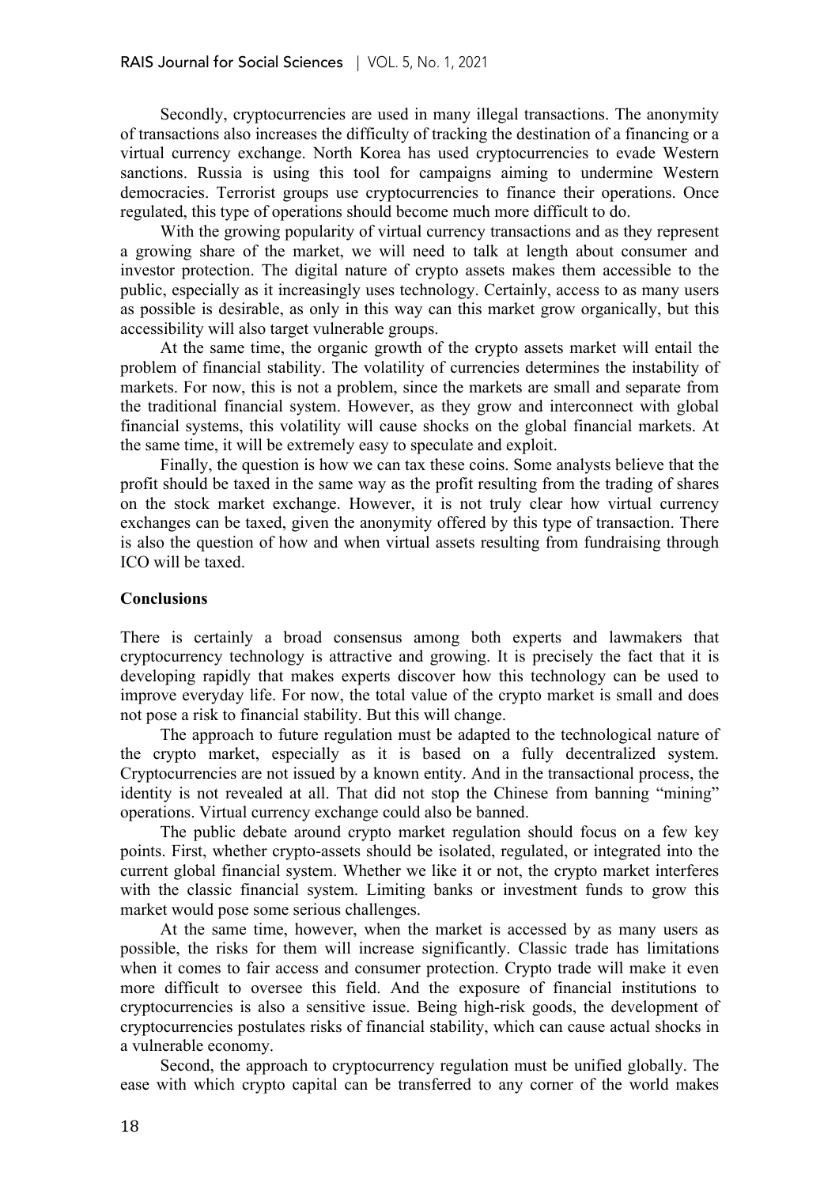Secondly, cryptocurrencies are used in many illegal transactions. The anonymity of transactions also increases the difficulty of tracking the destination of a financing or a virtual currency exchange. North Korea has used cryptocurrencies to evade Western sanctions. Russia is using this tool for campaigns aiming to undermine Western democracies. Terrorist groups use cryptocurrencies to finance their operations. Once regulated, this type of operations should become much more difficult to do.

With the growing popularity of virtual currency transactions and as they represent a growing share of the market, we will need to talk at length about consumer and investor protection. The digital nature of crypto assets makes them accessible to the public, especially as it increasingly uses technology. Certainly, access to as many users as possible is desirable, as only in this way can this market grow organically, but this accessibility will also target vulnerable groups.

At the same time, the organic growth of the crypto assets market will entail the problem of financial stability. The volatility of currencies determines the instability of markets. For now, this is not a problem, since the markets are small and separate from the traditional financial system. However, as they grow and interconnect with global financial systems, this volatility will cause shocks on the global financial markets. At the same time, it will be extremely easy to speculate and exploit.

Finally, the question is how we can tax these coins. Some analysts believe that the profit should be taxed in the same way as the profit resulting from the trading of shares on the stock market exchange. However, it is not truly clear how virtual currency exchanges can be taxed, given the anonymity offered by this type of transaction. There is also the question of how and when virtual assets resulting from fundraising through ICO will be taxed.

**Conclusions**

There is certainly a broad consensus among both experts and lawmakers that cryptocurrency technology is attractive and growing. It is precisely the fact that it is developing rapidly that makes experts discover how this technology can be used to improve everyday life. For now, the total value of the crypto market is small and does not pose a risk to financial stability. But this will change.

The approach to future regulation must be adapted to the technological nature of the crypto market, especially as it is based on a fully decentralized system. Cryptocurrencies are not issued by a known entity. And in the transactional process, the identity is not revealed at all. That did not stop the Chinese from banning "mining" operations. Virtual currency exchange could also be banned.

The public debate around crypto market regulation should focus on a few key points. First, whether crypto-assets should be isolated, regulated, or integrated into the current global financial system. Whether we like it or not, the crypto market interferes with the classic financial system. Limiting banks or investment funds to grow this market would pose some serious challenges.

At the same time, however, when the market is accessed by as many users as possible, the risks for them will increase significantly. Classic trade has limitations when it comes to fair access and consumer protection. Crypto trade will make it even more difficult to oversee this field. And the exposure of financial institutions to cryptocurrencies is also a sensitive issue. Being high-risk goods, the development of cryptocurrencies postulates risks of financial stability, which can cause actual shocks in a vulnerable economy.

Second, the approach to cryptocurrency regulation must be unified globally. The ease with which crypto capital can be transferred to any corner of the world makes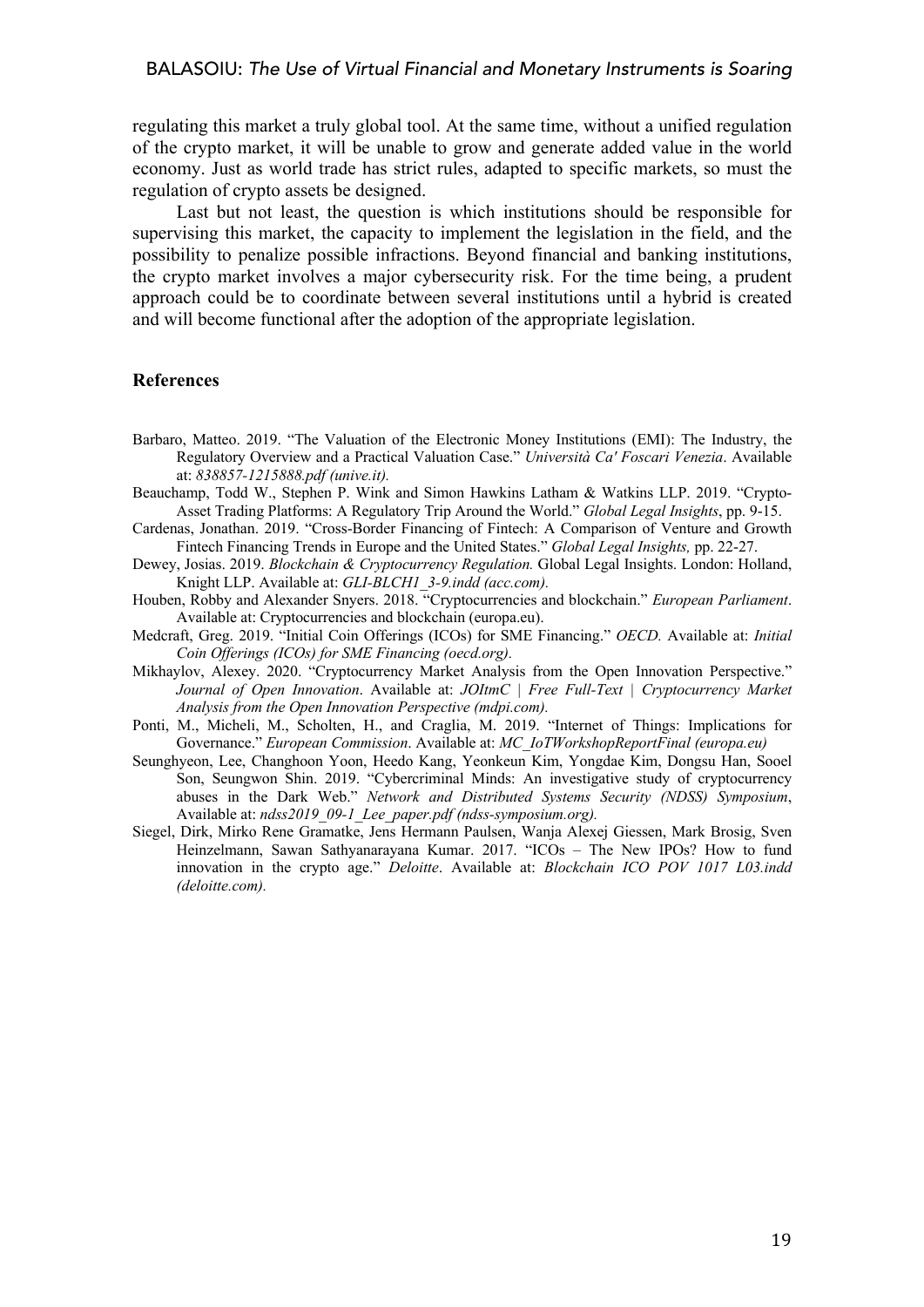regulating this market a truly global tool. At the same time, without a unified regulation of the crypto market, it will be unable to grow and generate added value in the world economy. Just as world trade has strict rules, adapted to specific markets, so must the regulation of crypto assets be designed.

Last but not least, the question is which institutions should be responsible for supervising this market, the capacity to implement the legislation in the field, and the possibility to penalize possible infractions. Beyond financial and banking institutions, the crypto market involves a major cybersecurity risk. For the time being, a prudent approach could be to coordinate between several institutions until a hybrid is created and will become functional after the adoption of the appropriate legislation.

## References

Barbaro, Matteo. 2019. "The Valuation of the Electronic Money Institutions (EMI): The Industry, the Regulatory Overview and a Practical Valuation Case." *Università Ca' Foscari Venezia*. Available at: *838857-1215888.pdf (unive.it).*

Beauchamp, Todd W., Stephen P. Wink and Simon Hawkins Latham & Watkins LLP. 2019. "Crypto-Asset Trading Platforms: A Regulatory Trip Around the World." *Global Legal Insights*, pp. 9-15.

Cardenas, Jonathan. 2019. "Cross-Border Financing of Fintech: A Comparison of Venture and Growth Fintech Financing Trends in Europe and the United States." *Global Legal Insights,* pp. 22-27.

Dewey, Josias. 2019. *Blockchain & Cryptocurrency Regulation.* Global Legal Insights. London: Holland, Knight LLP. Available at: *GLI-BLCH1_3-9.indd (acc.com).*

Houben, Robby and Alexander Snyers. 2018. "Cryptocurrencies and blockchain." *European Parliament*. Available at: Cryptocurrencies and blockchain (europa.eu).

Medcraft, Greg. 2019. "Initial Coin Offerings (ICOs) for SME Financing." *OECD.* Available at: *Initial Coin Offerings (ICOs) for SME Financing (oecd.org).*

Mikhaylov, Alexey. 2020. "Cryptocurrency Market Analysis from the Open Innovation Perspective." *Journal of Open Innovation*. Available at: *JOItmC | Free Full-Text | Cryptocurrency Market Analysis from the Open Innovation Perspective (mdpi.com).*

Ponti, M., Micheli, M., Scholten, H., and Craglia, M. 2019. "Internet of Things: Implications for Governance." *European Commission*. Available at: *MC_IoTWorkshopReportFinal (europa.eu)*

Seunghyeon, Lee, Changhoon Yoon, Heedo Kang, Yeonkeun Kim, Yongdae Kim, Dongsu Han, Sooel Son, Seungwon Shin. 2019. "Cybercriminal Minds: An investigative study of cryptocurrency abuses in the Dark Web." *Network and Distributed Systems Security (NDSS) Symposium*, Available at: *ndss2019_09-1_Lee_paper.pdf (ndss-symposium.org).*

Siegel, Dirk, Mirko Rene Gramatke, Jens Hermann Paulsen, Wanja Alexej Giessen, Mark Brosig, Sven Heinzelmann, Sawan Sathyanarayana Kumar. 2017. "ICOs – The New IPOs? How to fund innovation in the crypto age." *Deloitte*. Available at: *Blockchain ICO POV 1017 L03.indd (deloitte.com).*